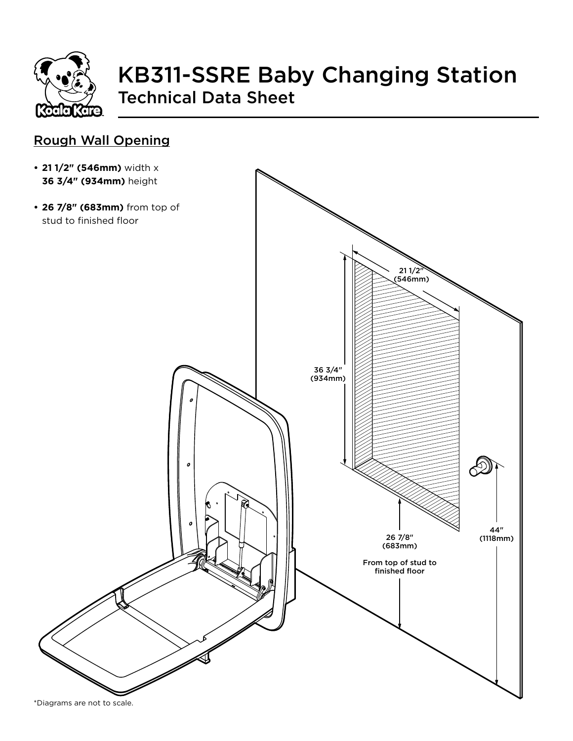# KB311-SSRE Baby Changing Station

## Technical Data Sheet

### Rough Wall Opening

- **21 1/2" (546mm)** width x **36 3/4" (934mm)** height
- **26 7/8" (683mm)** from top of stud to finished floor

21 1/2" (546mm)

36 3/4" (934mm)

26 7/8" (683mm)

From top of stud to finished floor

44" (1118mm)

*Diagrams are not to scale.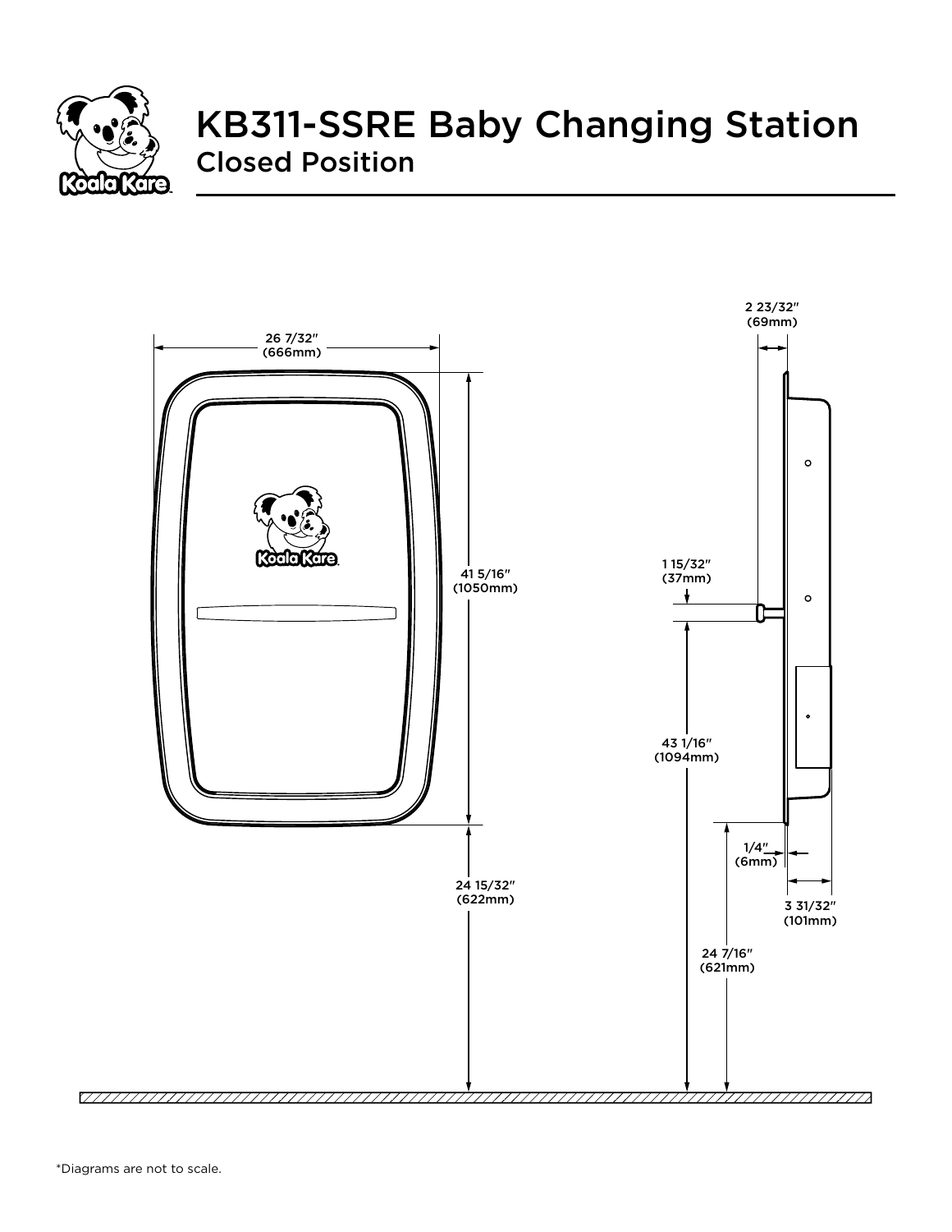# KB311-SSRE Baby Changing Station

## Closed Position

26 7/32″ (666mm)

41 5/16″ (1050mm)

24 15/32″ (622mm)

2 23/32″ (69mm)

1 15/32″ (37mm)

43 1/16″ (1094mm)

1/4″ (6mm)

3 31/32″ (101mm)

24 7/16″ (621mm)

*Diagrams are not to scale.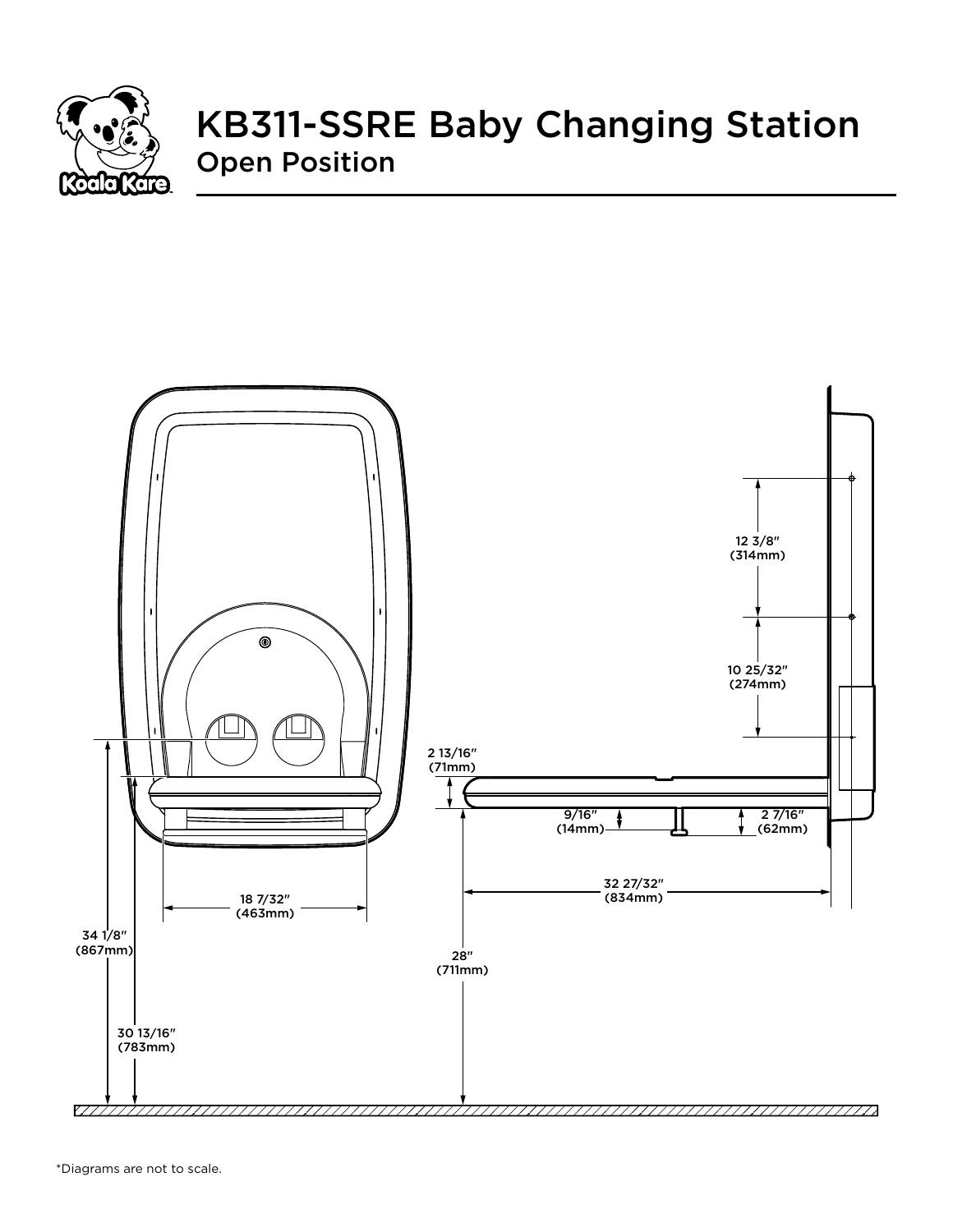# KB311-SSRE Baby Changing Station

## Open Position

12 3/8″
(314mm)

10 25/32″
(274mm)

2 13/16″
(71mm)

9/16″
(14mm)

2 7/16″
(62mm)

32 27/32″
(834mm)

18 7/32″
(463mm)

34 1/8″
(867mm)

28″
(711mm)

30 13/16″
(783mm)

*Diagrams are not to scale.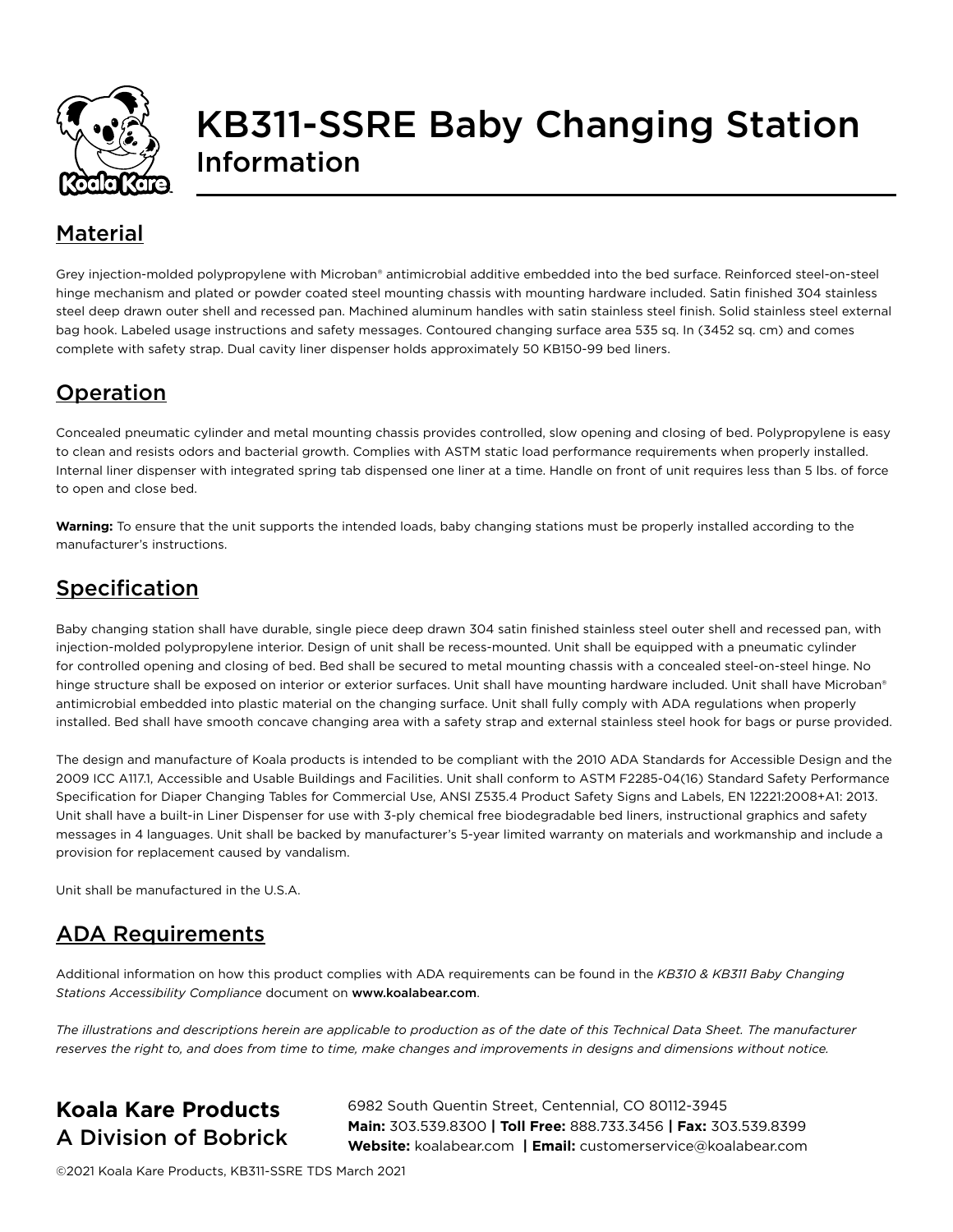# KB311-SSRE Baby Changing Station
## Information

## Material

Grey injection-molded polypropylene with Microban® antimicrobial additive embedded into the bed surface. Reinforced steel-on-steel hinge mechanism and plated or powder coated steel mounting chassis with mounting hardware included. Satin finished 304 stainless steel deep drawn outer shell and recessed pan. Machined aluminum handles with satin stainless steel finish. Solid stainless steel external bag hook. Labeled usage instructions and safety messages. Contoured changing surface area 535 sq. In (3452 sq. cm) and comes complete with safety strap. Dual cavity liner dispenser holds approximately 50 KB150-99 bed liners.

## Operation

Concealed pneumatic cylinder and metal mounting chassis provides controlled, slow opening and closing of bed. Polypropylene is easy to clean and resists odors and bacterial growth. Complies with ASTM static load performance requirements when properly installed. Internal liner dispenser with integrated spring tab dispensed one liner at a time. Handle on front of unit requires less than 5 lbs. of force to open and close bed.

**Warning:** To ensure that the unit supports the intended loads, baby changing stations must be properly installed according to the manufacturer's instructions.

## Specification

Baby changing station shall have durable, single piece deep drawn 304 satin finished stainless steel outer shell and recessed pan, with injection-molded polypropylene interior. Design of unit shall be recess-mounted. Unit shall be equipped with a pneumatic cylinder for controlled opening and closing of bed. Bed shall be secured to metal mounting chassis with a concealed steel-on-steel hinge. No hinge structure shall be exposed on interior or exterior surfaces. Unit shall have mounting hardware included. Unit shall have Microban® antimicrobial embedded into plastic material on the changing surface. Unit shall fully comply with ADA regulations when properly installed. Bed shall have smooth concave changing area with a safety strap and external stainless steel hook for bags or purse provided.

The design and manufacture of Koala products is intended to be compliant with the 2010 ADA Standards for Accessible Design and the 2009 ICC A117.1, Accessible and Usable Buildings and Facilities. Unit shall conform to ASTM F2285-04(16) Standard Safety Performance Specification for Diaper Changing Tables for Commercial Use, ANSI Z535.4 Product Safety Signs and Labels, EN 12221:2008+A1: 2013. Unit shall have a built-in Liner Dispenser for use with 3-ply chemical free biodegradable bed liners, instructional graphics and safety messages in 4 languages. Unit shall be backed by manufacturer's 5-year limited warranty on materials and workmanship and include a provision for replacement caused by vandalism.

Unit shall be manufactured in the U.S.A.

## ADA Requirements

Additional information on how this product complies with ADA requirements can be found in the *KB310 & KB311 Baby Changing Stations Accessibility Compliance* document on **www.koalabear.com**.

*The illustrations and descriptions herein are applicable to production as of the date of this Technical Data Sheet. The manufacturer reserves the right to, and does from time to time, make changes and improvements in designs and dimensions without notice.*

**Koala Kare Products**
**A Division of Bobrick**

6982 South Quentin Street, Centennial, CO 80112-3945
**Main:** 303.539.8300 **| Toll Free:** 888.733.3456 **| Fax:** 303.539.8399
**Website:** koalabear.com **| Email:** customerservice@koalabear.com

©2021 Koala Kare Products, KB311-SSRE TDS March 2021